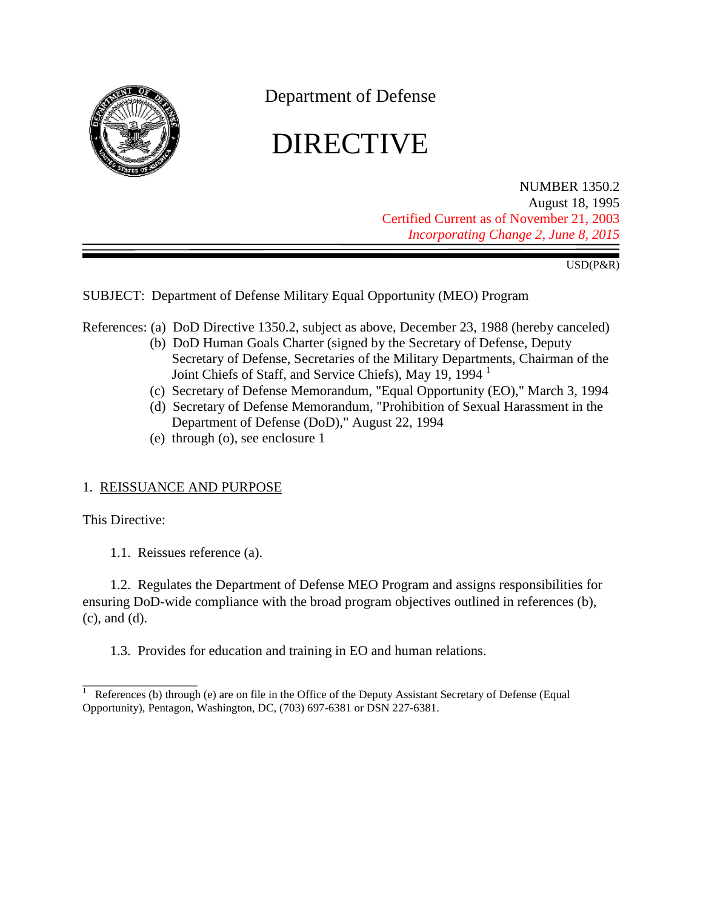Department of Defense

# DIRECTIVE

NUMBER 1350.2
August 18, 1995
Certified Current as of November 21, 2003
*Incorporating Change 2, June 8, 2015*

USD(P&R)

SUBJECT: Department of Defense Military Equal Opportunity (MEO) Program

References: (a) DoD Directive 1350.2, subject as above, December 23, 1988 (hereby canceled)
(b) DoD Human Goals Charter (signed by the Secretary of Defense, Deputy Secretary of Defense, Secretaries of the Military Departments, Chairman of the Joint Chiefs of Staff, and Service Chiefs), May 19, 1994 [1]
(c) Secretary of Defense Memorandum, "Equal Opportunity (EO)," March 3, 1994
(d) Secretary of Defense Memorandum, "Prohibition of Sexual Harassment in the Department of Defense (DoD)," August 22, 1994
(e) through (o), see enclosure 1

## 1. REISSUANCE AND PURPOSE

This Directive:

1.1. Reissues reference (a).

1.2. Regulates the Department of Defense MEO Program and assigns responsibilities for ensuring DoD-wide compliance with the broad program objectives outlined in references (b), (c), and (d).

1.3. Provides for education and training in EO and human relations.

---

[1] References (b) through (e) are on file in the Office of the Deputy Assistant Secretary of Defense (Equal Opportunity), Pentagon, Washington, DC, (703) 697-6381 or DSN 227-6381.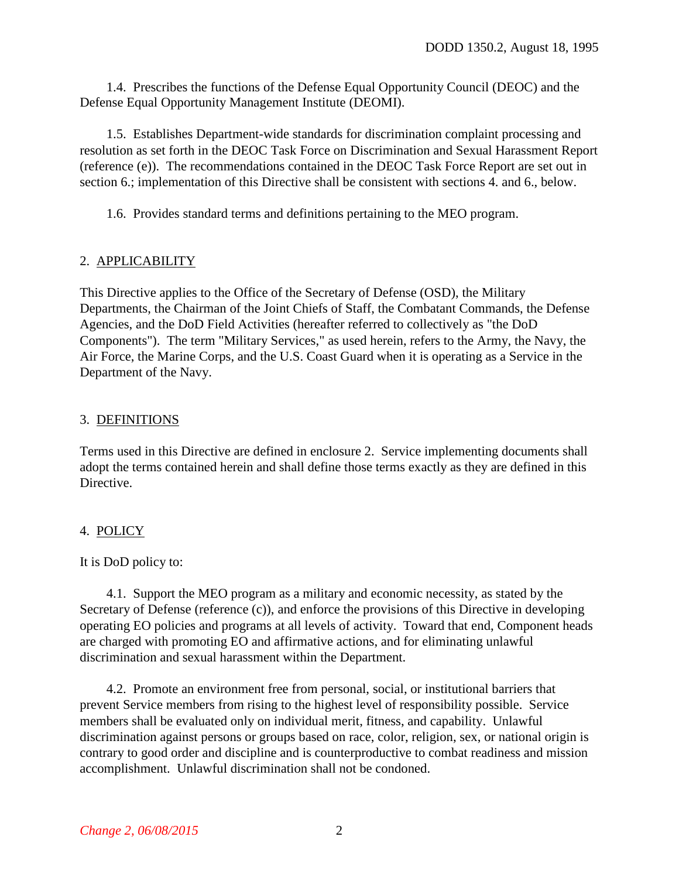1.4. Prescribes the functions of the Defense Equal Opportunity Council (DEOC) and the Defense Equal Opportunity Management Institute (DEOMI).

1.5. Establishes Department-wide standards for discrimination complaint processing and resolution as set forth in the DEOC Task Force on Discrimination and Sexual Harassment Report (reference (e)). The recommendations contained in the DEOC Task Force Report are set out in section 6.; implementation of this Directive shall be consistent with sections 4. and 6., below.

1.6. Provides standard terms and definitions pertaining to the MEO program.

## 2. APPLICABILITY

This Directive applies to the Office of the Secretary of Defense (OSD), the Military Departments, the Chairman of the Joint Chiefs of Staff, the Combatant Commands, the Defense Agencies, and the DoD Field Activities (hereafter referred to collectively as "the DoD Components"). The term "Military Services," as used herein, refers to the Army, the Navy, the Air Force, the Marine Corps, and the U.S. Coast Guard when it is operating as a Service in the Department of the Navy.

## 3. DEFINITIONS

Terms used in this Directive are defined in enclosure 2. Service implementing documents shall adopt the terms contained herein and shall define those terms exactly as they are defined in this Directive.

## 4. POLICY

It is DoD policy to:

4.1. Support the MEO program as a military and economic necessity, as stated by the Secretary of Defense (reference (c)), and enforce the provisions of this Directive in developing operating EO policies and programs at all levels of activity. Toward that end, Component heads are charged with promoting EO and affirmative actions, and for eliminating unlawful discrimination and sexual harassment within the Department.

4.2. Promote an environment free from personal, social, or institutional barriers that prevent Service members from rising to the highest level of responsibility possible. Service members shall be evaluated only on individual merit, fitness, and capability. Unlawful discrimination against persons or groups based on race, color, religion, sex, or national origin is contrary to good order and discipline and is counterproductive to combat readiness and mission accomplishment. Unlawful discrimination shall not be condoned.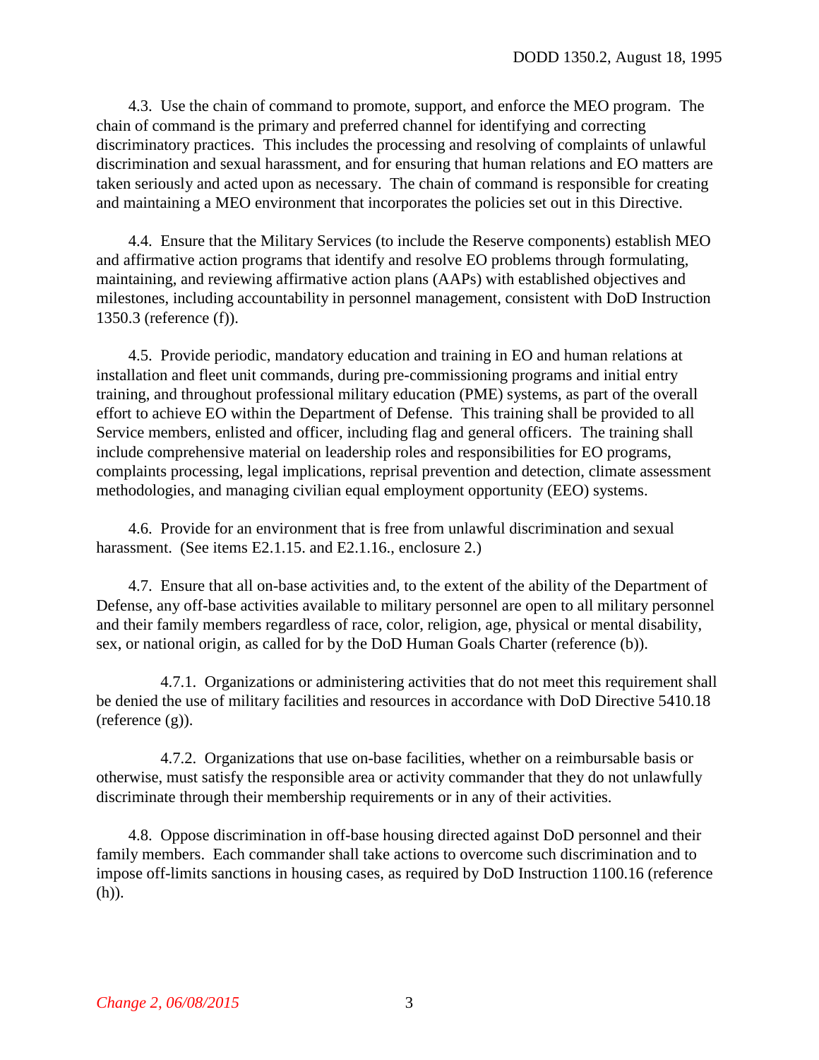4.3. Use the chain of command to promote, support, and enforce the MEO program. The chain of command is the primary and preferred channel for identifying and correcting discriminatory practices. This includes the processing and resolving of complaints of unlawful discrimination and sexual harassment, and for ensuring that human relations and EO matters are taken seriously and acted upon as necessary. The chain of command is responsible for creating and maintaining a MEO environment that incorporates the policies set out in this Directive.

4.4. Ensure that the Military Services (to include the Reserve components) establish MEO and affirmative action programs that identify and resolve EO problems through formulating, maintaining, and reviewing affirmative action plans (AAPs) with established objectives and milestones, including accountability in personnel management, consistent with DoD Instruction 1350.3 (reference (f)).

4.5. Provide periodic, mandatory education and training in EO and human relations at installation and fleet unit commands, during pre-commissioning programs and initial entry training, and throughout professional military education (PME) systems, as part of the overall effort to achieve EO within the Department of Defense. This training shall be provided to all Service members, enlisted and officer, including flag and general officers. The training shall include comprehensive material on leadership roles and responsibilities for EO programs, complaints processing, legal implications, reprisal prevention and detection, climate assessment methodologies, and managing civilian equal employment opportunity (EEO) systems.

4.6. Provide for an environment that is free from unlawful discrimination and sexual harassment. (See items E2.1.15. and E2.1.16., enclosure 2.)

4.7. Ensure that all on-base activities and, to the extent of the ability of the Department of Defense, any off-base activities available to military personnel are open to all military personnel and their family members regardless of race, color, religion, age, physical or mental disability, sex, or national origin, as called for by the DoD Human Goals Charter (reference (b)).

4.7.1. Organizations or administering activities that do not meet this requirement shall be denied the use of military facilities and resources in accordance with DoD Directive 5410.18 (reference (g)).

4.7.2. Organizations that use on-base facilities, whether on a reimbursable basis or otherwise, must satisfy the responsible area or activity commander that they do not unlawfully discriminate through their membership requirements or in any of their activities.

4.8. Oppose discrimination in off-base housing directed against DoD personnel and their family members. Each commander shall take actions to overcome such discrimination and to impose off-limits sanctions in housing cases, as required by DoD Instruction 1100.16 (reference (h)).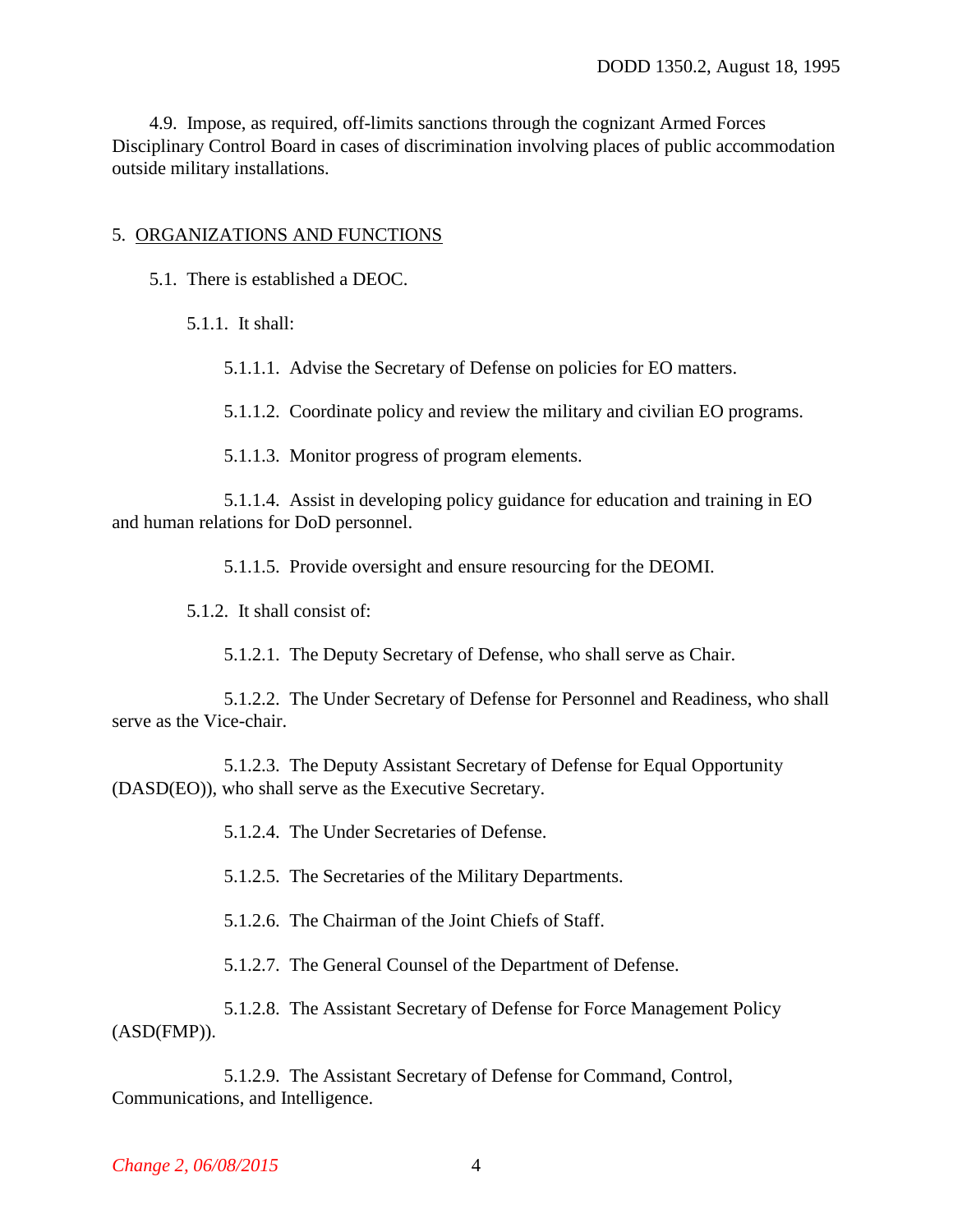4.9. Impose, as required, off-limits sanctions through the cognizant Armed Forces Disciplinary Control Board in cases of discrimination involving places of public accommodation outside military installations.

## 5. ORGANIZATIONS AND FUNCTIONS

5.1. There is established a DEOC.

5.1.1. It shall:

5.1.1.1. Advise the Secretary of Defense on policies for EO matters.

5.1.1.2. Coordinate policy and review the military and civilian EO programs.

5.1.1.3. Monitor progress of program elements.

5.1.1.4. Assist in developing policy guidance for education and training in EO and human relations for DoD personnel.

5.1.1.5. Provide oversight and ensure resourcing for the DEOMI.

5.1.2. It shall consist of:

5.1.2.1. The Deputy Secretary of Defense, who shall serve as Chair.

5.1.2.2. The Under Secretary of Defense for Personnel and Readiness, who shall serve as the Vice-chair.

5.1.2.3. The Deputy Assistant Secretary of Defense for Equal Opportunity (DASD(EO)), who shall serve as the Executive Secretary.

5.1.2.4. The Under Secretaries of Defense.

5.1.2.5. The Secretaries of the Military Departments.

5.1.2.6. The Chairman of the Joint Chiefs of Staff.

5.1.2.7. The General Counsel of the Department of Defense.

5.1.2.8. The Assistant Secretary of Defense for Force Management Policy (ASD(FMP)).

5.1.2.9. The Assistant Secretary of Defense for Command, Control, Communications, and Intelligence.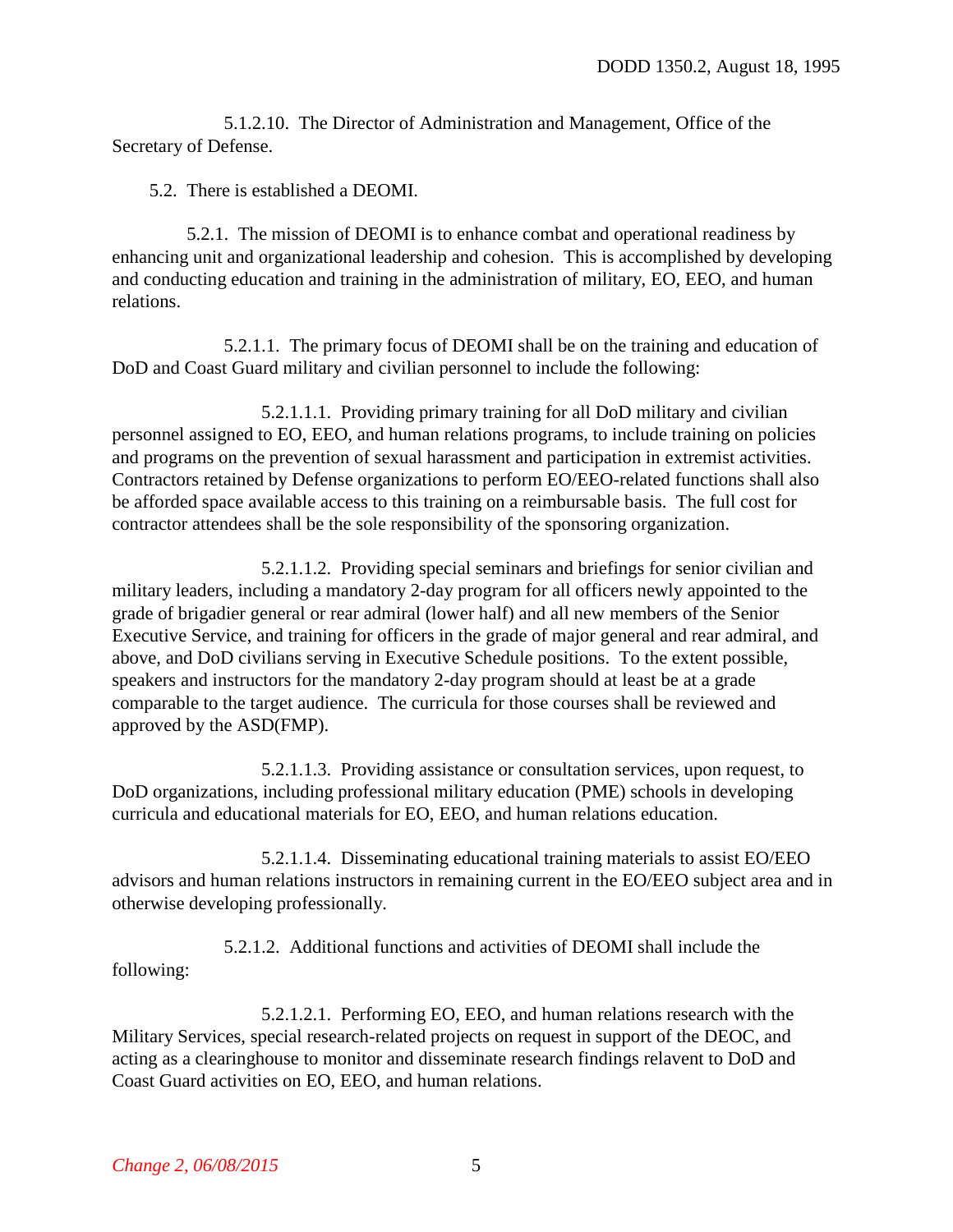5.1.2.10. The Director of Administration and Management, Office of the Secretary of Defense.

5.2. There is established a DEOMI.

5.2.1. The mission of DEOMI is to enhance combat and operational readiness by enhancing unit and organizational leadership and cohesion. This is accomplished by developing and conducting education and training in the administration of military, EO, EEO, and human relations.

5.2.1.1. The primary focus of DEOMI shall be on the training and education of DoD and Coast Guard military and civilian personnel to include the following:

5.2.1.1.1. Providing primary training for all DoD military and civilian personnel assigned to EO, EEO, and human relations programs, to include training on policies and programs on the prevention of sexual harassment and participation in extremist activities. Contractors retained by Defense organizations to perform EO/EEO-related functions shall also be afforded space available access to this training on a reimbursable basis. The full cost for contractor attendees shall be the sole responsibility of the sponsoring organization.

5.2.1.1.2. Providing special seminars and briefings for senior civilian and military leaders, including a mandatory 2-day program for all officers newly appointed to the grade of brigadier general or rear admiral (lower half) and all new members of the Senior Executive Service, and training for officers in the grade of major general and rear admiral, and above, and DoD civilians serving in Executive Schedule positions. To the extent possible, speakers and instructors for the mandatory 2-day program should at least be at a grade comparable to the target audience. The curricula for those courses shall be reviewed and approved by the ASD(FMP).

5.2.1.1.3. Providing assistance or consultation services, upon request, to DoD organizations, including professional military education (PME) schools in developing curricula and educational materials for EO, EEO, and human relations education.

5.2.1.1.4. Disseminating educational training materials to assist EO/EEO advisors and human relations instructors in remaining current in the EO/EEO subject area and in otherwise developing professionally.

5.2.1.2. Additional functions and activities of DEOMI shall include the following:

5.2.1.2.1. Performing EO, EEO, and human relations research with the Military Services, special research-related projects on request in support of the DEOC, and acting as a clearinghouse to monitor and disseminate research findings relavent to DoD and Coast Guard activities on EO, EEO, and human relations.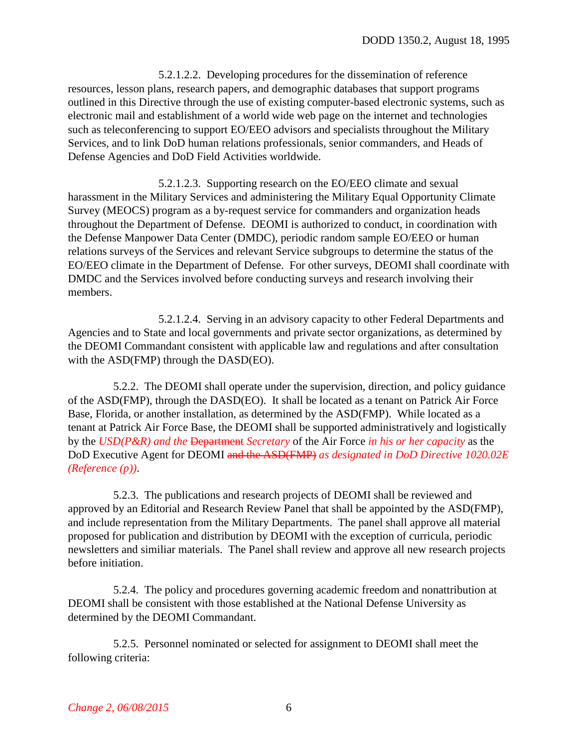5.2.1.2.2. Developing procedures for the dissemination of reference resources, lesson plans, research papers, and demographic databases that support programs outlined in this Directive through the use of existing computer-based electronic systems, such as electronic mail and establishment of a world wide web page on the internet and technologies such as teleconferencing to support EO/EEO advisors and specialists throughout the Military Services, and to link DoD human relations professionals, senior commanders, and Heads of Defense Agencies and DoD Field Activities worldwide.

5.2.1.2.3. Supporting research on the EO/EEO climate and sexual harassment in the Military Services and administering the Military Equal Opportunity Climate Survey (MEOCS) program as a by-request service for commanders and organization heads throughout the Department of Defense. DEOMI is authorized to conduct, in coordination with the Defense Manpower Data Center (DMDC), periodic random sample EO/EEO or human relations surveys of the Services and relevant Service subgroups to determine the status of the EO/EEO climate in the Department of Defense. For other surveys, DEOMI shall coordinate with DMDC and the Services involved before conducting surveys and research involving their members.

5.2.1.2.4. Serving in an advisory capacity to other Federal Departments and Agencies and to State and local governments and private sector organizations, as determined by the DEOMI Commandant consistent with applicable law and regulations and after consultation with the ASD(FMP) through the DASD(EO).

5.2.2. The DEOMI shall operate under the supervision, direction, and policy guidance of the ASD(FMP), through the DASD(EO). It shall be located as a tenant on Patrick Air Force Base, Florida, or another installation, as determined by the ASD(FMP). While located as a tenant at Patrick Air Force Base, the DEOMI shall be supported administratively and logistically by the *USD(P&R) and the* ~~Department~~ *Secretary* of the Air Force *in his or her capacity* as the DoD Executive Agent for DEOMI ~~and the ASD(FMP)~~ *as designated in DoD Directive 1020.02E (Reference (p))*.

5.2.3. The publications and research projects of DEOMI shall be reviewed and approved by an Editorial and Research Review Panel that shall be appointed by the ASD(FMP), and include representation from the Military Departments. The panel shall approve all material proposed for publication and distribution by DEOMI with the exception of curricula, periodic newsletters and similiar materials. The Panel shall review and approve all new research projects before initiation.

5.2.4. The policy and procedures governing academic freedom and nonattribution at DEOMI shall be consistent with those established at the National Defense University as determined by the DEOMI Commandant.

5.2.5. Personnel nominated or selected for assignment to DEOMI shall meet the following criteria: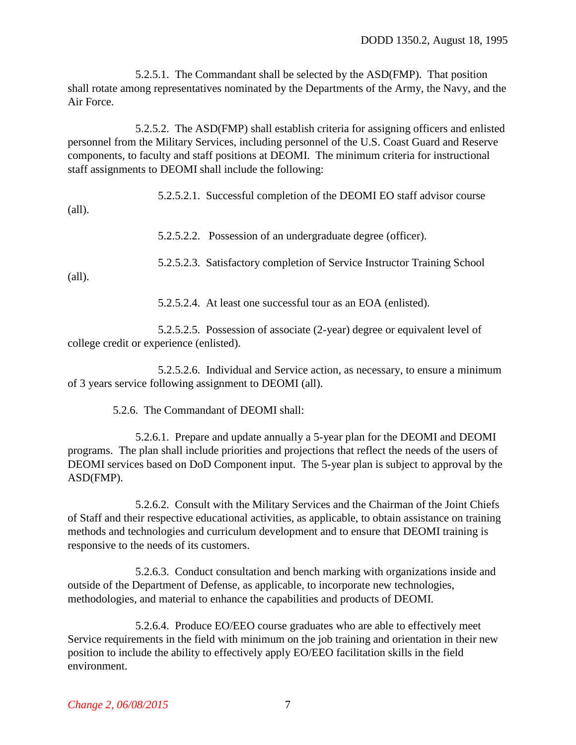5.2.5.1. The Commandant shall be selected by the ASD(FMP). That position shall rotate among representatives nominated by the Departments of the Army, the Navy, and the Air Force.

5.2.5.2. The ASD(FMP) shall establish criteria for assigning officers and enlisted personnel from the Military Services, including personnel of the U.S. Coast Guard and Reserve components, to faculty and staff positions at DEOMI. The minimum criteria for instructional staff assignments to DEOMI shall include the following:

5.2.5.2.1. Successful completion of the DEOMI EO staff advisor course (all).

5.2.5.2.2. Possession of an undergraduate degree (officer).

5.2.5.2.3. Satisfactory completion of Service Instructor Training School (all).

5.2.5.2.4. At least one successful tour as an EOA (enlisted).

5.2.5.2.5. Possession of associate (2-year) degree or equivalent level of college credit or experience (enlisted).

5.2.5.2.6. Individual and Service action, as necessary, to ensure a minimum of 3 years service following assignment to DEOMI (all).

5.2.6. The Commandant of DEOMI shall:

5.2.6.1. Prepare and update annually a 5-year plan for the DEOMI and DEOMI programs. The plan shall include priorities and projections that reflect the needs of the users of DEOMI services based on DoD Component input. The 5-year plan is subject to approval by the ASD(FMP).

5.2.6.2. Consult with the Military Services and the Chairman of the Joint Chiefs of Staff and their respective educational activities, as applicable, to obtain assistance on training methods and technologies and curriculum development and to ensure that DEOMI training is responsive to the needs of its customers.

5.2.6.3. Conduct consultation and bench marking with organizations inside and outside of the Department of Defense, as applicable, to incorporate new technologies, methodologies, and material to enhance the capabilities and products of DEOMI.

5.2.6.4. Produce EO/EEO course graduates who are able to effectively meet Service requirements in the field with minimum on the job training and orientation in their new position to include the ability to effectively apply EO/EEO facilitation skills in the field environment.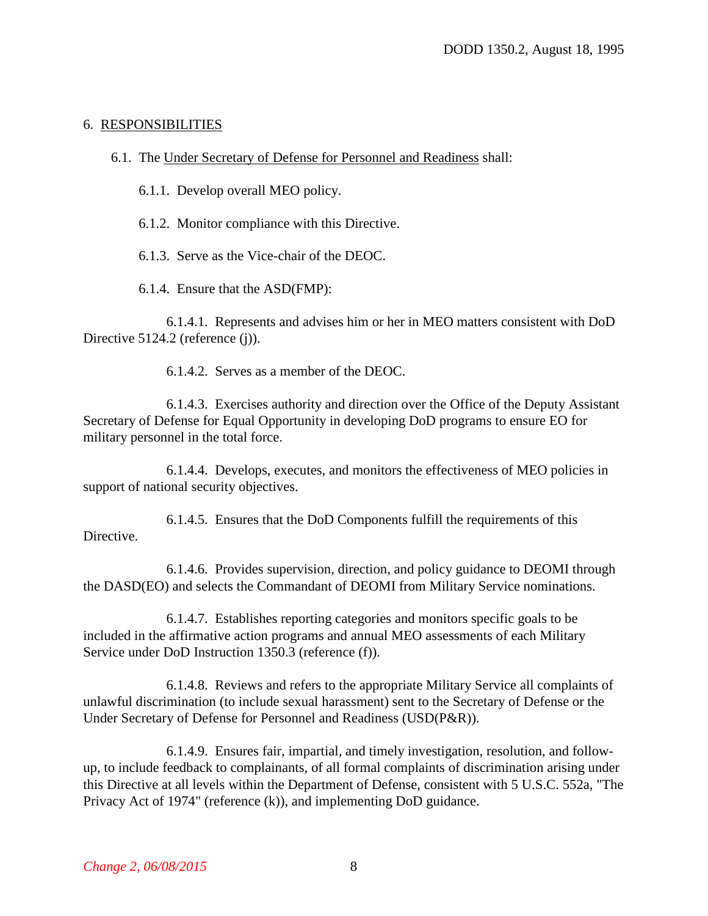## 6. RESPONSIBILITIES

6.1. The Under Secretary of Defense for Personnel and Readiness shall:

6.1.1. Develop overall MEO policy.

6.1.2. Monitor compliance with this Directive.

6.1.3. Serve as the Vice-chair of the DEOC.

6.1.4. Ensure that the ASD(FMP):

6.1.4.1. Represents and advises him or her in MEO matters consistent with DoD Directive 5124.2 (reference (j)).

6.1.4.2. Serves as a member of the DEOC.

6.1.4.3. Exercises authority and direction over the Office of the Deputy Assistant Secretary of Defense for Equal Opportunity in developing DoD programs to ensure EO for military personnel in the total force.

6.1.4.4. Develops, executes, and monitors the effectiveness of MEO policies in support of national security objectives.

6.1.4.5. Ensures that the DoD Components fulfill the requirements of this Directive.

6.1.4.6. Provides supervision, direction, and policy guidance to DEOMI through the DASD(EO) and selects the Commandant of DEOMI from Military Service nominations.

6.1.4.7. Establishes reporting categories and monitors specific goals to be included in the affirmative action programs and annual MEO assessments of each Military Service under DoD Instruction 1350.3 (reference (f)).

6.1.4.8. Reviews and refers to the appropriate Military Service all complaints of unlawful discrimination (to include sexual harassment) sent to the Secretary of Defense or the Under Secretary of Defense for Personnel and Readiness (USD(P&R)).

6.1.4.9. Ensures fair, impartial, and timely investigation, resolution, and follow-up, to include feedback to complainants, of all formal complaints of discrimination arising under this Directive at all levels within the Department of Defense, consistent with 5 U.S.C. 552a, "The Privacy Act of 1974" (reference (k)), and implementing DoD guidance.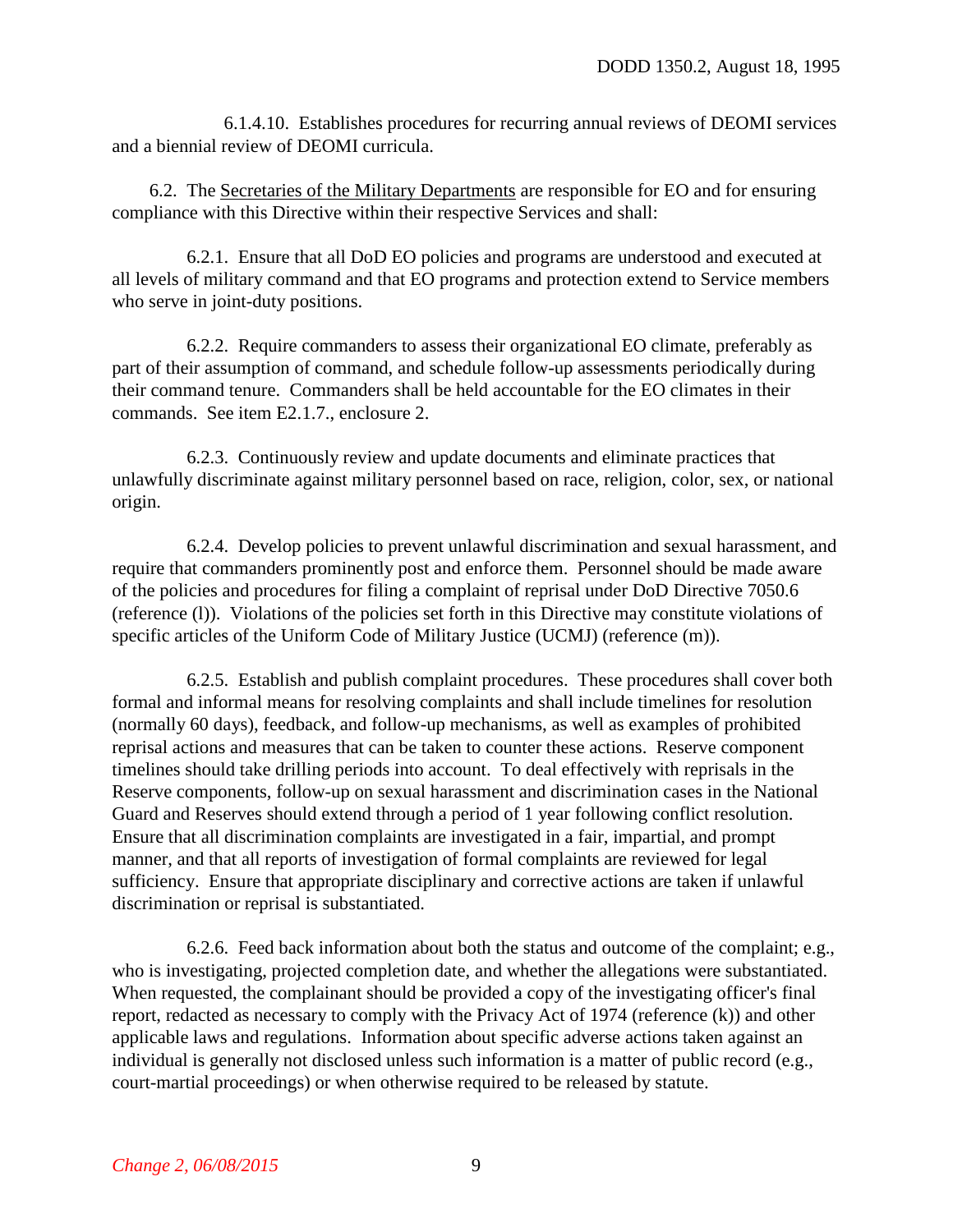6.1.4.10. Establishes procedures for recurring annual reviews of DEOMI services and a biennial review of DEOMI curricula.

6.2. The Secretaries of the Military Departments are responsible for EO and for ensuring compliance with this Directive within their respective Services and shall:

6.2.1. Ensure that all DoD EO policies and programs are understood and executed at all levels of military command and that EO programs and protection extend to Service members who serve in joint-duty positions.

6.2.2. Require commanders to assess their organizational EO climate, preferably as part of their assumption of command, and schedule follow-up assessments periodically during their command tenure. Commanders shall be held accountable for the EO climates in their commands. See item E2.1.7., enclosure 2.

6.2.3. Continuously review and update documents and eliminate practices that unlawfully discriminate against military personnel based on race, religion, color, sex, or national origin.

6.2.4. Develop policies to prevent unlawful discrimination and sexual harassment, and require that commanders prominently post and enforce them. Personnel should be made aware of the policies and procedures for filing a complaint of reprisal under DoD Directive 7050.6 (reference (l)). Violations of the policies set forth in this Directive may constitute violations of specific articles of the Uniform Code of Military Justice (UCMJ) (reference (m)).

6.2.5. Establish and publish complaint procedures. These procedures shall cover both formal and informal means for resolving complaints and shall include timelines for resolution (normally 60 days), feedback, and follow-up mechanisms, as well as examples of prohibited reprisal actions and measures that can be taken to counter these actions. Reserve component timelines should take drilling periods into account. To deal effectively with reprisals in the Reserve components, follow-up on sexual harassment and discrimination cases in the National Guard and Reserves should extend through a period of 1 year following conflict resolution. Ensure that all discrimination complaints are investigated in a fair, impartial, and prompt manner, and that all reports of investigation of formal complaints are reviewed for legal sufficiency. Ensure that appropriate disciplinary and corrective actions are taken if unlawful discrimination or reprisal is substantiated.

6.2.6. Feed back information about both the status and outcome of the complaint; e.g., who is investigating, projected completion date, and whether the allegations were substantiated. When requested, the complainant should be provided a copy of the investigating officer's final report, redacted as necessary to comply with the Privacy Act of 1974 (reference (k)) and other applicable laws and regulations. Information about specific adverse actions taken against an individual is generally not disclosed unless such information is a matter of public record (e.g., court-martial proceedings) or when otherwise required to be released by statute.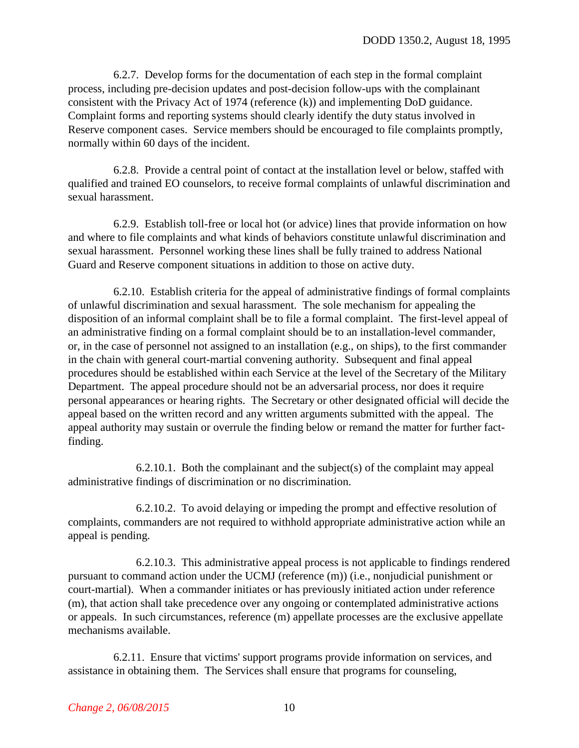6.2.7. Develop forms for the documentation of each step in the formal complaint process, including pre-decision updates and post-decision follow-ups with the complainant consistent with the Privacy Act of 1974 (reference (k)) and implementing DoD guidance. Complaint forms and reporting systems should clearly identify the duty status involved in Reserve component cases. Service members should be encouraged to file complaints promptly, normally within 60 days of the incident.

6.2.8. Provide a central point of contact at the installation level or below, staffed with qualified and trained EO counselors, to receive formal complaints of unlawful discrimination and sexual harassment.

6.2.9. Establish toll-free or local hot (or advice) lines that provide information on how and where to file complaints and what kinds of behaviors constitute unlawful discrimination and sexual harassment. Personnel working these lines shall be fully trained to address National Guard and Reserve component situations in addition to those on active duty.

6.2.10. Establish criteria for the appeal of administrative findings of formal complaints of unlawful discrimination and sexual harassment. The sole mechanism for appealing the disposition of an informal complaint shall be to file a formal complaint. The first-level appeal of an administrative finding on a formal complaint should be to an installation-level commander, or, in the case of personnel not assigned to an installation (e.g., on ships), to the first commander in the chain with general court-martial convening authority. Subsequent and final appeal procedures should be established within each Service at the level of the Secretary of the Military Department. The appeal procedure should not be an adversarial process, nor does it require personal appearances or hearing rights. The Secretary or other designated official will decide the appeal based on the written record and any written arguments submitted with the appeal. The appeal authority may sustain or overrule the finding below or remand the matter for further fact-finding.

6.2.10.1. Both the complainant and the subject(s) of the complaint may appeal administrative findings of discrimination or no discrimination.

6.2.10.2. To avoid delaying or impeding the prompt and effective resolution of complaints, commanders are not required to withhold appropriate administrative action while an appeal is pending.

6.2.10.3. This administrative appeal process is not applicable to findings rendered pursuant to command action under the UCMJ (reference (m)) (i.e., nonjudicial punishment or court-martial). When a commander initiates or has previously initiated action under reference (m), that action shall take precedence over any ongoing or contemplated administrative actions or appeals. In such circumstances, reference (m) appellate processes are the exclusive appellate mechanisms available.

6.2.11. Ensure that victims' support programs provide information on services, and assistance in obtaining them. The Services shall ensure that programs for counseling,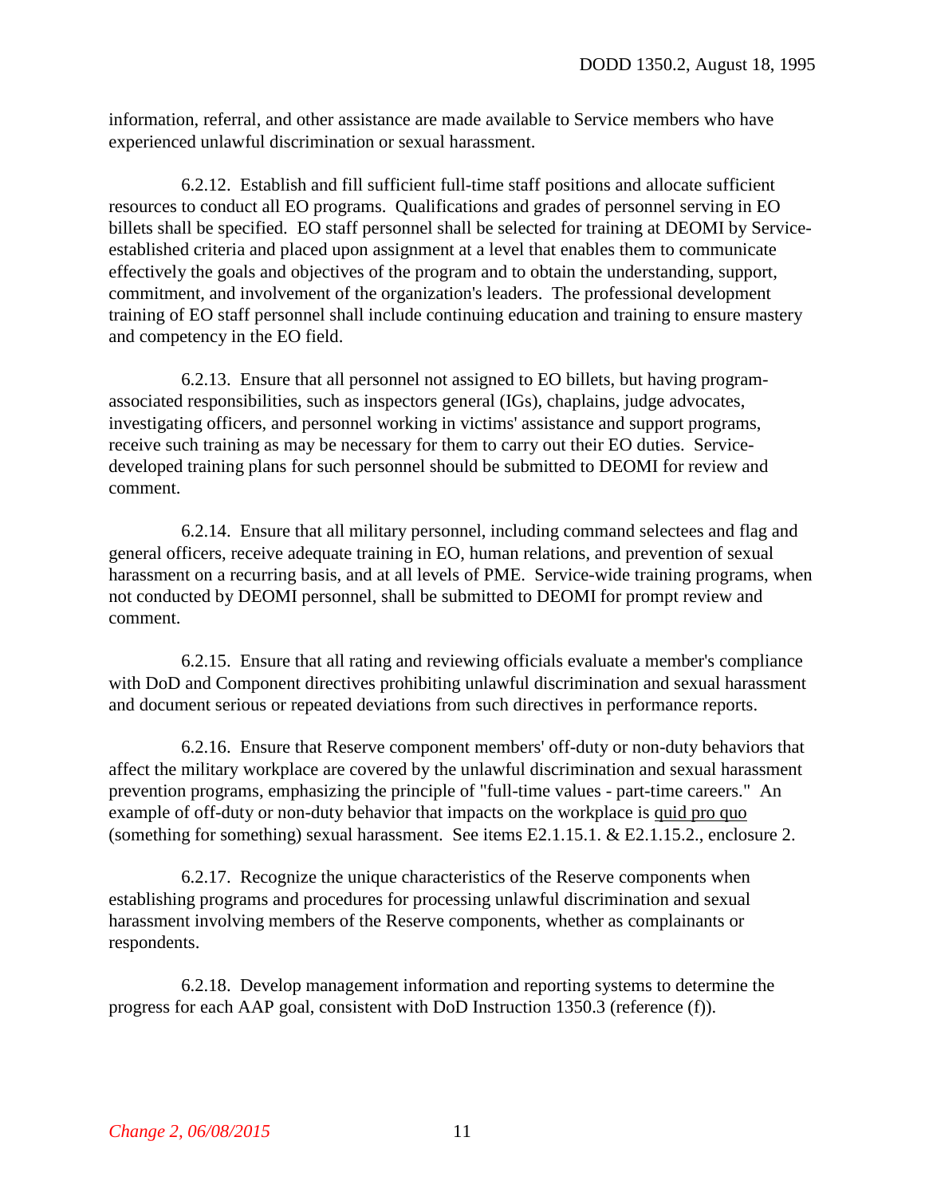information, referral, and other assistance are made available to Service members who have experienced unlawful discrimination or sexual harassment.

6.2.12. Establish and fill sufficient full-time staff positions and allocate sufficient resources to conduct all EO programs. Qualifications and grades of personnel serving in EO billets shall be specified. EO staff personnel shall be selected for training at DEOMI by Service-established criteria and placed upon assignment at a level that enables them to communicate effectively the goals and objectives of the program and to obtain the understanding, support, commitment, and involvement of the organization's leaders. The professional development training of EO staff personnel shall include continuing education and training to ensure mastery and competency in the EO field.

6.2.13. Ensure that all personnel not assigned to EO billets, but having program-associated responsibilities, such as inspectors general (IGs), chaplains, judge advocates, investigating officers, and personnel working in victims' assistance and support programs, receive such training as may be necessary for them to carry out their EO duties. Service-developed training plans for such personnel should be submitted to DEOMI for review and comment.

6.2.14. Ensure that all military personnel, including command selectees and flag and general officers, receive adequate training in EO, human relations, and prevention of sexual harassment on a recurring basis, and at all levels of PME. Service-wide training programs, when not conducted by DEOMI personnel, shall be submitted to DEOMI for prompt review and comment.

6.2.15. Ensure that all rating and reviewing officials evaluate a member's compliance with DoD and Component directives prohibiting unlawful discrimination and sexual harassment and document serious or repeated deviations from such directives in performance reports.

6.2.16. Ensure that Reserve component members' off-duty or non-duty behaviors that affect the military workplace are covered by the unlawful discrimination and sexual harassment prevention programs, emphasizing the principle of "full-time values - part-time careers." An example of off-duty or non-duty behavior that impacts on the workplace is quid pro quo (something for something) sexual harassment. See items E2.1.15.1. & E2.1.15.2., enclosure 2.

6.2.17. Recognize the unique characteristics of the Reserve components when establishing programs and procedures for processing unlawful discrimination and sexual harassment involving members of the Reserve components, whether as complainants or respondents.

6.2.18. Develop management information and reporting systems to determine the progress for each AAP goal, consistent with DoD Instruction 1350.3 (reference (f)).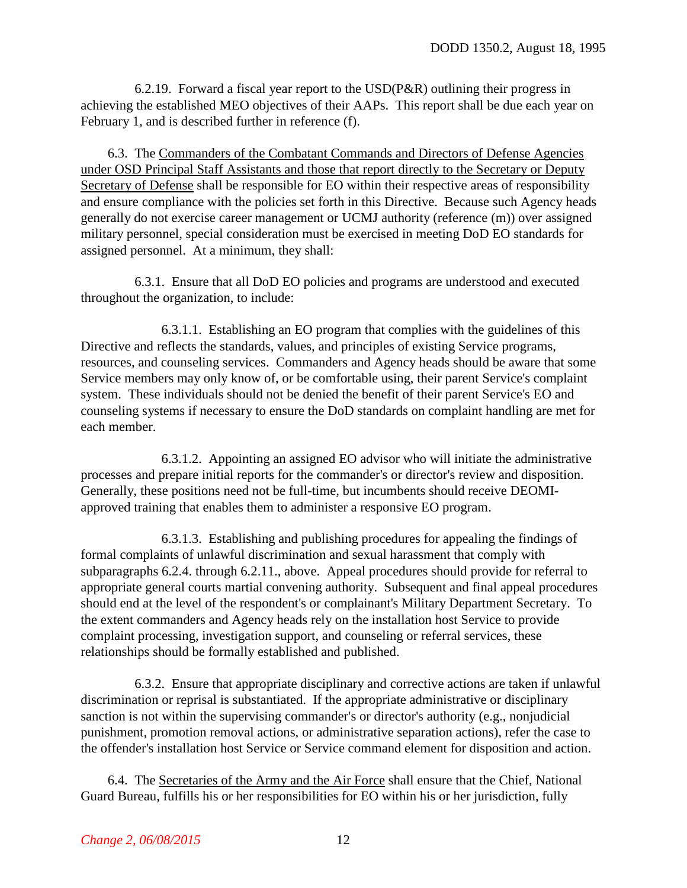6.2.19. Forward a fiscal year report to the USD(P&R) outlining their progress in achieving the established MEO objectives of their AAPs. This report shall be due each year on February 1, and is described further in reference (f).

6.3. The Commanders of the Combatant Commands and Directors of Defense Agencies under OSD Principal Staff Assistants and those that report directly to the Secretary or Deputy Secretary of Defense shall be responsible for EO within their respective areas of responsibility and ensure compliance with the policies set forth in this Directive. Because such Agency heads generally do not exercise career management or UCMJ authority (reference (m)) over assigned military personnel, special consideration must be exercised in meeting DoD EO standards for assigned personnel. At a minimum, they shall:

6.3.1. Ensure that all DoD EO policies and programs are understood and executed throughout the organization, to include:

6.3.1.1. Establishing an EO program that complies with the guidelines of this Directive and reflects the standards, values, and principles of existing Service programs, resources, and counseling services. Commanders and Agency heads should be aware that some Service members may only know of, or be comfortable using, their parent Service's complaint system. These individuals should not be denied the benefit of their parent Service's EO and counseling systems if necessary to ensure the DoD standards on complaint handling are met for each member.

6.3.1.2. Appointing an assigned EO advisor who will initiate the administrative processes and prepare initial reports for the commander's or director's review and disposition. Generally, these positions need not be full-time, but incumbents should receive DEOMI-approved training that enables them to administer a responsive EO program.

6.3.1.3. Establishing and publishing procedures for appealing the findings of formal complaints of unlawful discrimination and sexual harassment that comply with subparagraphs 6.2.4. through 6.2.11., above. Appeal procedures should provide for referral to appropriate general courts martial convening authority. Subsequent and final appeal procedures should end at the level of the respondent's or complainant's Military Department Secretary. To the extent commanders and Agency heads rely on the installation host Service to provide complaint processing, investigation support, and counseling or referral services, these relationships should be formally established and published.

6.3.2. Ensure that appropriate disciplinary and corrective actions are taken if unlawful discrimination or reprisal is substantiated. If the appropriate administrative or disciplinary sanction is not within the supervising commander's or director's authority (e.g., nonjudicial punishment, promotion removal actions, or administrative separation actions), refer the case to the offender's installation host Service or Service command element for disposition and action.

6.4. The Secretaries of the Army and the Air Force shall ensure that the Chief, National Guard Bureau, fulfills his or her responsibilities for EO within his or her jurisdiction, fully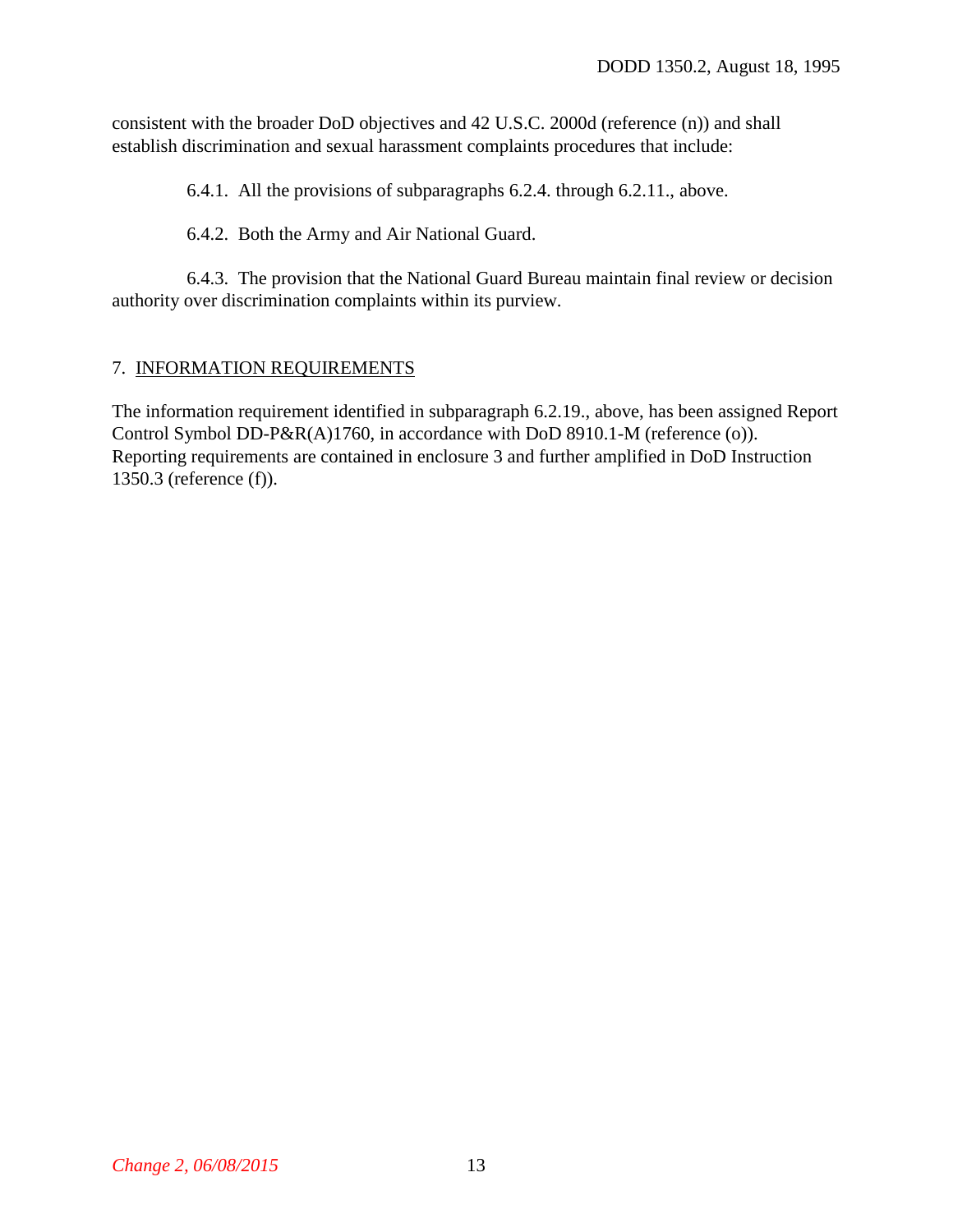consistent with the broader DoD objectives and 42 U.S.C. 2000d (reference (n)) and shall establish discrimination and sexual harassment complaints procedures that include:

6.4.1. All the provisions of subparagraphs 6.2.4. through 6.2.11., above.

6.4.2. Both the Army and Air National Guard.

6.4.3. The provision that the National Guard Bureau maintain final review or decision authority over discrimination complaints within its purview.

## 7. INFORMATION REQUIREMENTS

The information requirement identified in subparagraph 6.2.19., above, has been assigned Report Control Symbol DD-P&R(A)1760, in accordance with DoD 8910.1-M (reference (o)). Reporting requirements are contained in enclosure 3 and further amplified in DoD Instruction 1350.3 (reference (f)).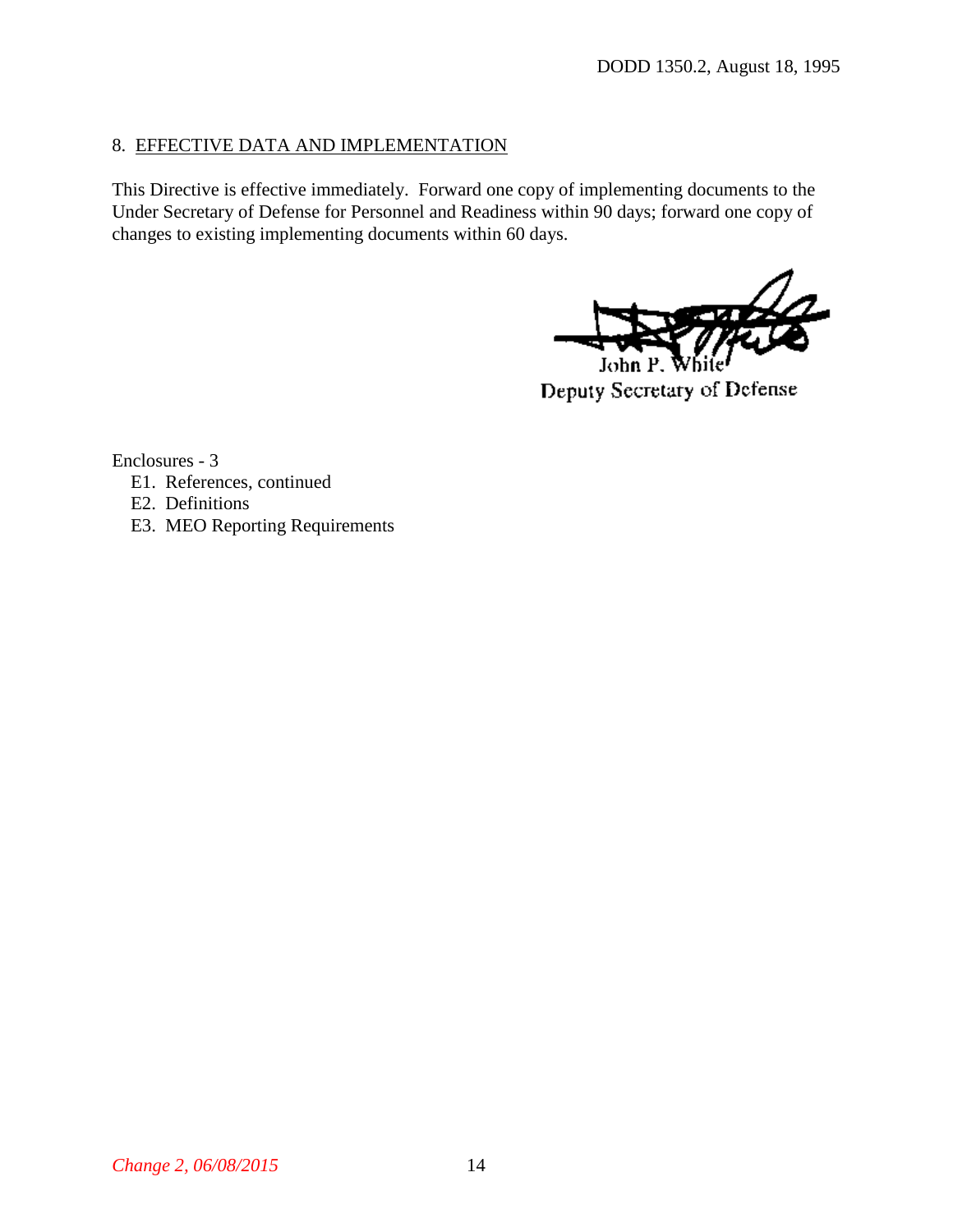8. EFFECTIVE DATA AND IMPLEMENTATION

This Directive is effective immediately. Forward one copy of implementing documents to the Under Secretary of Defense for Personnel and Readiness within 90 days; forward one copy of changes to existing implementing documents within 60 days.

John P. White
Deputy Secretary of Defense

Enclosures - 3
- E1. References, continued
- E2. Definitions
- E3. MEO Reporting Requirements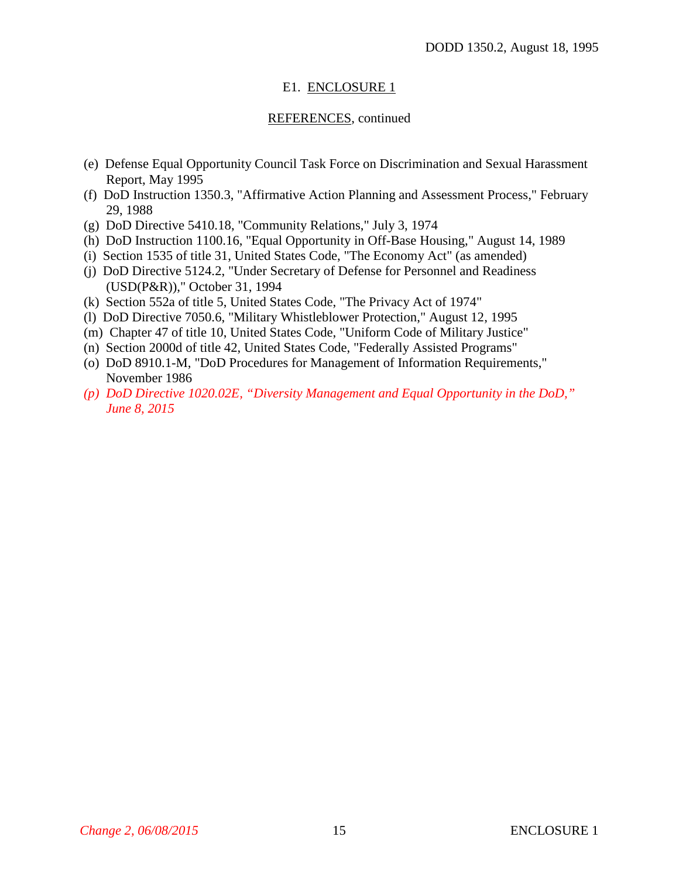E1. ENCLOSURE 1

REFERENCES, continued

(e) Defense Equal Opportunity Council Task Force on Discrimination and Sexual Harassment Report, May 1995

(f) DoD Instruction 1350.3, "Affirmative Action Planning and Assessment Process," February 29, 1988

(g) DoD Directive 5410.18, "Community Relations," July 3, 1974

(h) DoD Instruction 1100.16, "Equal Opportunity in Off-Base Housing," August 14, 1989

(i) Section 1535 of title 31, United States Code, "The Economy Act" (as amended)

(j) DoD Directive 5124.2, "Under Secretary of Defense for Personnel and Readiness (USD(P&R))," October 31, 1994

(k) Section 552a of title 5, United States Code, "The Privacy Act of 1974"

(l) DoD Directive 7050.6, "Military Whistleblower Protection," August 12, 1995

(m) Chapter 47 of title 10, United States Code, "Uniform Code of Military Justice"

(n) Section 2000d of title 42, United States Code, "Federally Assisted Programs"

(o) DoD 8910.1-M, "DoD Procedures for Management of Information Requirements," November 1986

*(p) DoD Directive 1020.02E, "Diversity Management and Equal Opportunity in the DoD," June 8, 2015*

*Change 2, 06/08/2015*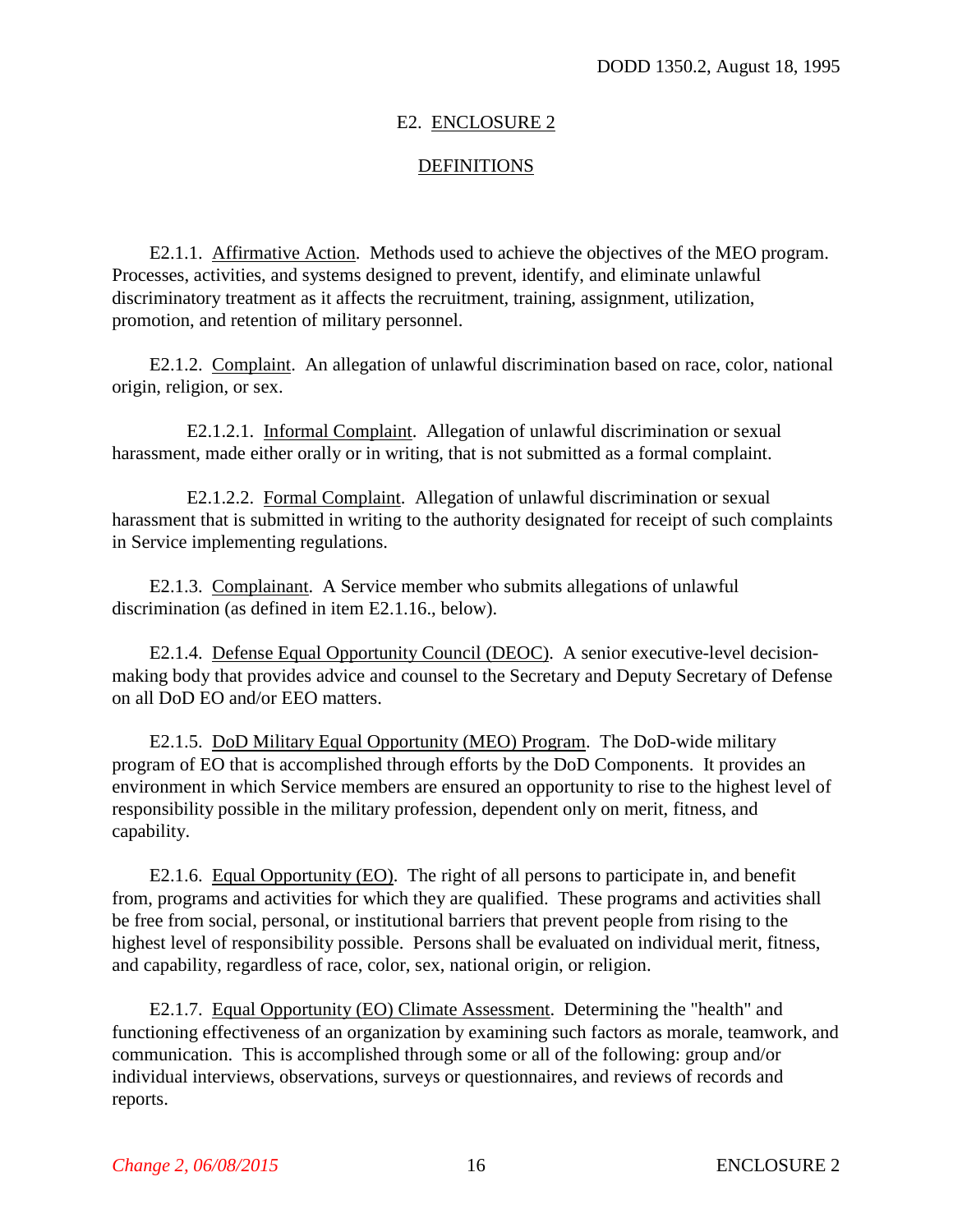## E2. ENCLOSURE 2

## DEFINITIONS

E2.1.1. Affirmative Action. Methods used to achieve the objectives of the MEO program. Processes, activities, and systems designed to prevent, identify, and eliminate unlawful discriminatory treatment as it affects the recruitment, training, assignment, utilization, promotion, and retention of military personnel.

E2.1.2. Complaint. An allegation of unlawful discrimination based on race, color, national origin, religion, or sex.

E2.1.2.1. Informal Complaint. Allegation of unlawful discrimination or sexual harassment, made either orally or in writing, that is not submitted as a formal complaint.

E2.1.2.2. Formal Complaint. Allegation of unlawful discrimination or sexual harassment that is submitted in writing to the authority designated for receipt of such complaints in Service implementing regulations.

E2.1.3. Complainant. A Service member who submits allegations of unlawful discrimination (as defined in item E2.1.16., below).

E2.1.4. Defense Equal Opportunity Council (DEOC). A senior executive-level decision-making body that provides advice and counsel to the Secretary and Deputy Secretary of Defense on all DoD EO and/or EEO matters.

E2.1.5. DoD Military Equal Opportunity (MEO) Program. The DoD-wide military program of EO that is accomplished through efforts by the DoD Components. It provides an environment in which Service members are ensured an opportunity to rise to the highest level of responsibility possible in the military profession, dependent only on merit, fitness, and capability.

E2.1.6. Equal Opportunity (EO). The right of all persons to participate in, and benefit from, programs and activities for which they are qualified. These programs and activities shall be free from social, personal, or institutional barriers that prevent people from rising to the highest level of responsibility possible. Persons shall be evaluated on individual merit, fitness, and capability, regardless of race, color, sex, national origin, or religion.

E2.1.7. Equal Opportunity (EO) Climate Assessment. Determining the "health" and functioning effectiveness of an organization by examining such factors as morale, teamwork, and communication. This is accomplished through some or all of the following: group and/or individual interviews, observations, surveys or questionnaires, and reviews of records and reports.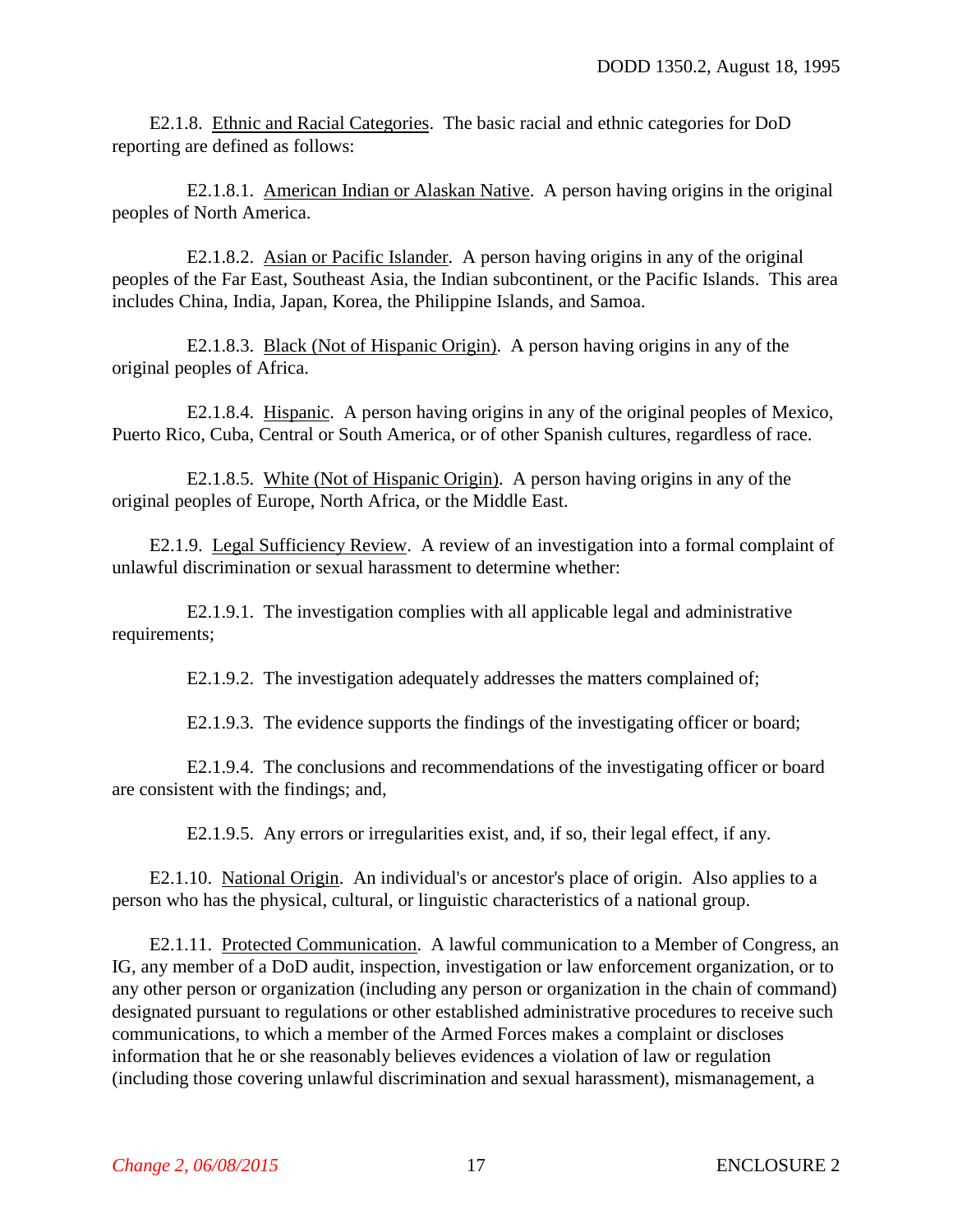E2.1.8. Ethnic and Racial Categories. The basic racial and ethnic categories for DoD reporting are defined as follows:

E2.1.8.1. American Indian or Alaskan Native. A person having origins in the original peoples of North America.

E2.1.8.2. Asian or Pacific Islander. A person having origins in any of the original peoples of the Far East, Southeast Asia, the Indian subcontinent, or the Pacific Islands. This area includes China, India, Japan, Korea, the Philippine Islands, and Samoa.

E2.1.8.3. Black (Not of Hispanic Origin). A person having origins in any of the original peoples of Africa.

E2.1.8.4. Hispanic. A person having origins in any of the original peoples of Mexico, Puerto Rico, Cuba, Central or South America, or of other Spanish cultures, regardless of race.

E2.1.8.5. White (Not of Hispanic Origin). A person having origins in any of the original peoples of Europe, North Africa, or the Middle East.

E2.1.9. Legal Sufficiency Review. A review of an investigation into a formal complaint of unlawful discrimination or sexual harassment to determine whether:

E2.1.9.1. The investigation complies with all applicable legal and administrative requirements;

E2.1.9.2. The investigation adequately addresses the matters complained of;

E2.1.9.3. The evidence supports the findings of the investigating officer or board;

E2.1.9.4. The conclusions and recommendations of the investigating officer or board are consistent with the findings; and,

E2.1.9.5. Any errors or irregularities exist, and, if so, their legal effect, if any.

E2.1.10. National Origin. An individual's or ancestor's place of origin. Also applies to a person who has the physical, cultural, or linguistic characteristics of a national group.

E2.1.11. Protected Communication. A lawful communication to a Member of Congress, an IG, any member of a DoD audit, inspection, investigation or law enforcement organization, or to any other person or organization (including any person or organization in the chain of command) designated pursuant to regulations or other established administrative procedures to receive such communications, to which a member of the Armed Forces makes a complaint or discloses information that he or she reasonably believes evidences a violation of law or regulation (including those covering unlawful discrimination and sexual harassment), mismanagement, a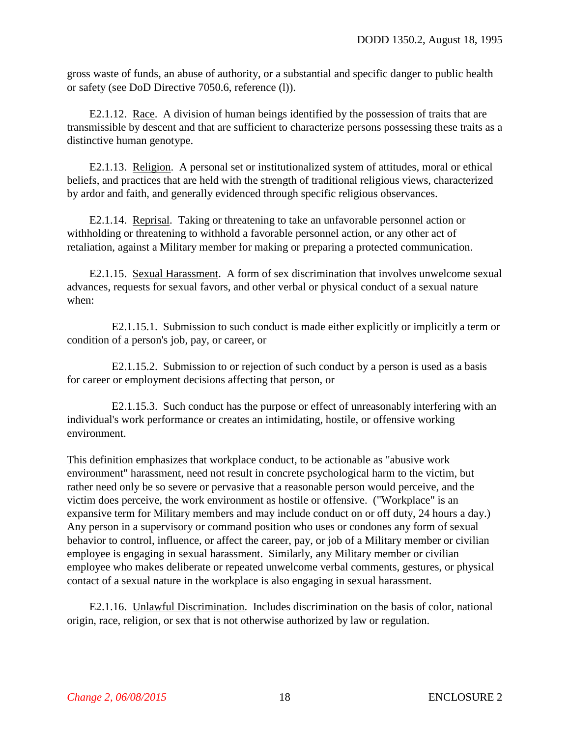gross waste of funds, an abuse of authority, or a substantial and specific danger to public health or safety (see DoD Directive 7050.6, reference (l)).

E2.1.12. Race. A division of human beings identified by the possession of traits that are transmissible by descent and that are sufficient to characterize persons possessing these traits as a distinctive human genotype.

E2.1.13. Religion. A personal set or institutionalized system of attitudes, moral or ethical beliefs, and practices that are held with the strength of traditional religious views, characterized by ardor and faith, and generally evidenced through specific religious observances.

E2.1.14. Reprisal. Taking or threatening to take an unfavorable personnel action or withholding or threatening to withhold a favorable personnel action, or any other act of retaliation, against a Military member for making or preparing a protected communication.

E2.1.15. Sexual Harassment. A form of sex discrimination that involves unwelcome sexual advances, requests for sexual favors, and other verbal or physical conduct of a sexual nature when:

E2.1.15.1. Submission to such conduct is made either explicitly or implicitly a term or condition of a person's job, pay, or career, or

E2.1.15.2. Submission to or rejection of such conduct by a person is used as a basis for career or employment decisions affecting that person, or

E2.1.15.3. Such conduct has the purpose or effect of unreasonably interfering with an individual's work performance or creates an intimidating, hostile, or offensive working environment.

This definition emphasizes that workplace conduct, to be actionable as "abusive work environment" harassment, need not result in concrete psychological harm to the victim, but rather need only be so severe or pervasive that a reasonable person would perceive, and the victim does perceive, the work environment as hostile or offensive. ("Workplace" is an expansive term for Military members and may include conduct on or off duty, 24 hours a day.) Any person in a supervisory or command position who uses or condones any form of sexual behavior to control, influence, or affect the career, pay, or job of a Military member or civilian employee is engaging in sexual harassment. Similarly, any Military member or civilian employee who makes deliberate or repeated unwelcome verbal comments, gestures, or physical contact of a sexual nature in the workplace is also engaging in sexual harassment.

E2.1.16. Unlawful Discrimination. Includes discrimination on the basis of color, national origin, race, religion, or sex that is not otherwise authorized by law or regulation.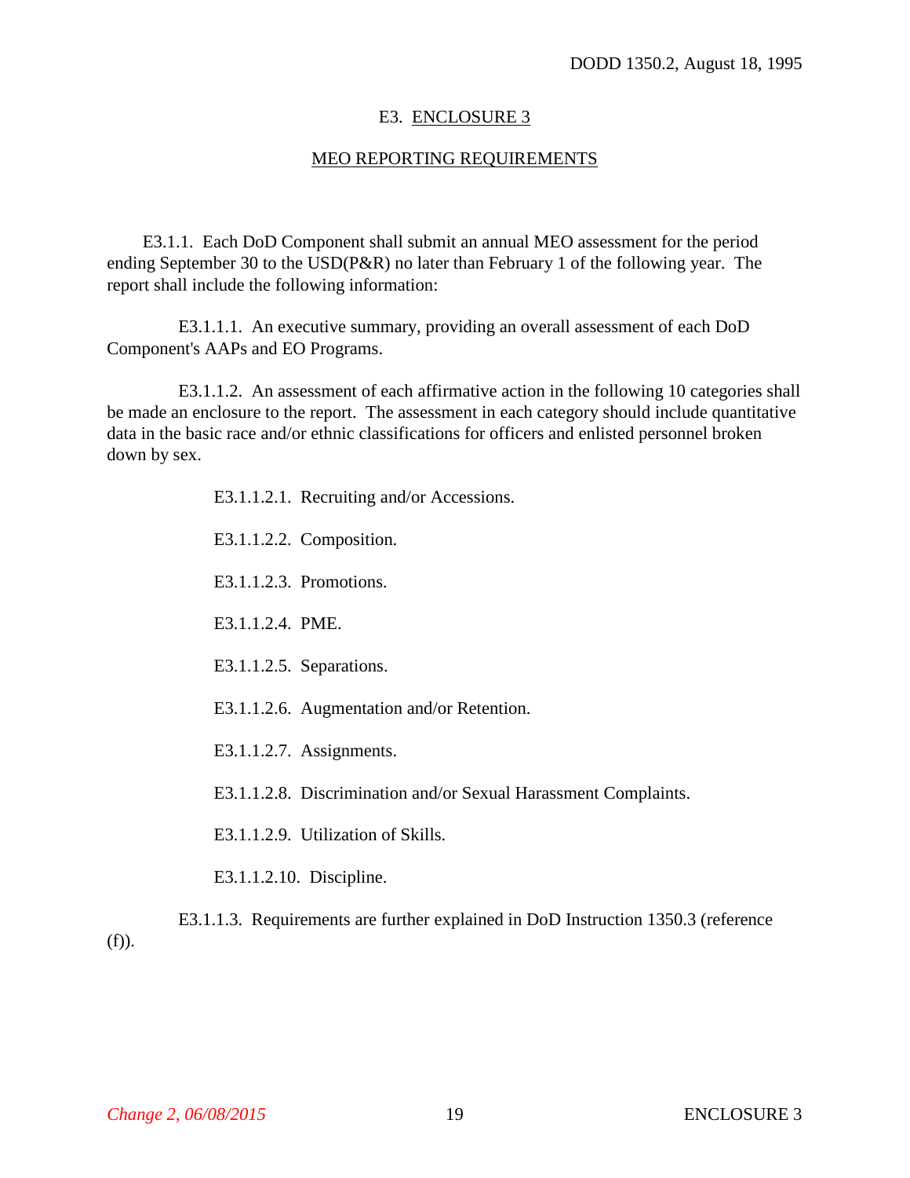## E3. ENCLOSURE 3

## MEO REPORTING REQUIREMENTS

E3.1.1. Each DoD Component shall submit an annual MEO assessment for the period ending September 30 to the USD(P&R) no later than February 1 of the following year. The report shall include the following information:

E3.1.1.1. An executive summary, providing an overall assessment of each DoD Component's AAPs and EO Programs.

E3.1.1.2. An assessment of each affirmative action in the following 10 categories shall be made an enclosure to the report. The assessment in each category should include quantitative data in the basic race and/or ethnic classifications for officers and enlisted personnel broken down by sex.

E3.1.1.2.1. Recruiting and/or Accessions.

E3.1.1.2.2. Composition.

E3.1.1.2.3. Promotions.

E3.1.1.2.4. PME.

E3.1.1.2.5. Separations.

E3.1.1.2.6. Augmentation and/or Retention.

E3.1.1.2.7. Assignments.

E3.1.1.2.8. Discrimination and/or Sexual Harassment Complaints.

E3.1.1.2.9. Utilization of Skills.

E3.1.1.2.10. Discipline.

E3.1.1.3. Requirements are further explained in DoD Instruction 1350.3 (reference (f)).